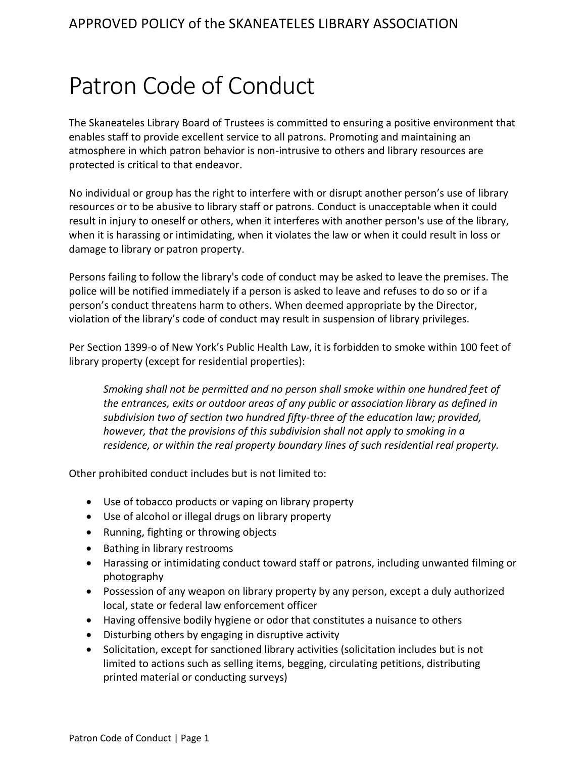APPROVED POLICY of the SKANEATELES LIBRARY ASSOCIATION

# Patron Code of Conduct

The Skaneateles Library Board of Trustees is committed to ensuring a positive environment that enables staff to provide excellent service to all patrons. Promoting and maintaining an atmosphere in which patron behavior is non-intrusive to others and library resources are protected is critical to that endeavor.

No individual or group has the right to interfere with or disrupt another person's use of library resources or to be abusive to library staff or patrons. Conduct is unacceptable when it could result in injury to oneself or others, when it interferes with another person's use of the library, when it is harassing or intimidating, when it violates the law or when it could result in loss or damage to library or patron property.

Persons failing to follow the library's code of conduct may be asked to leave the premises. The police will be notified immediately if a person is asked to leave and refuses to do so or if a person's conduct threatens harm to others. When deemed appropriate by the Director, violation of the library's code of conduct may result in suspension of library privileges.

Per Section 1399-o of New York's Public Health Law, it is forbidden to smoke within 100 feet of library property (except for residential properties):

> *Smoking shall not be permitted and no person shall smoke within one hundred feet of the entrances, exits or outdoor areas of any public or association library as defined in subdivision two of section two hundred fifty-three of the education law; provided, however, that the provisions of this subdivision shall not apply to smoking in a residence, or within the real property boundary lines of such residential real property.*

Other prohibited conduct includes but is not limited to:

- Use of tobacco products or vaping on library property
- Use of alcohol or illegal drugs on library property
- Running, fighting or throwing objects
- Bathing in library restrooms
- Harassing or intimidating conduct toward staff or patrons, including unwanted filming or photography
- Possession of any weapon on library property by any person, except a duly authorized local, state or federal law enforcement officer
- Having offensive bodily hygiene or odor that constitutes a nuisance to others
- Disturbing others by engaging in disruptive activity
- Solicitation, except for sanctioned library activities (solicitation includes but is not limited to actions such as selling items, begging, circulating petitions, distributing printed material or conducting surveys)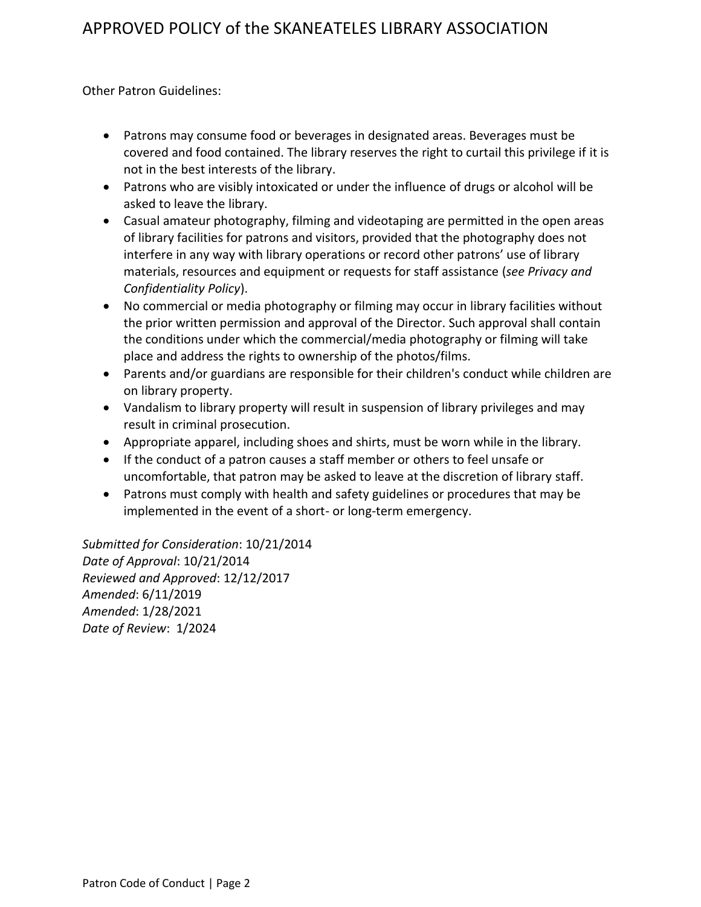Other Patron Guidelines:

- Patrons may consume food or beverages in designated areas. Beverages must be covered and food contained. The library reserves the right to curtail this privilege if it is not in the best interests of the library.
- Patrons who are visibly intoxicated or under the influence of drugs or alcohol will be asked to leave the library.
- Casual amateur photography, filming and videotaping are permitted in the open areas of library facilities for patrons and visitors, provided that the photography does not interfere in any way with library operations or record other patrons' use of library materials, resources and equipment or requests for staff assistance (*see Privacy and Confidentiality Policy*).
- No commercial or media photography or filming may occur in library facilities without the prior written permission and approval of the Director. Such approval shall contain the conditions under which the commercial/media photography or filming will take place and address the rights to ownership of the photos/films.
- Parents and/or guardians are responsible for their children's conduct while children are on library property.
- Vandalism to library property will result in suspension of library privileges and may result in criminal prosecution.
- Appropriate apparel, including shoes and shirts, must be worn while in the library.
- If the conduct of a patron causes a staff member or others to feel unsafe or uncomfortable, that patron may be asked to leave at the discretion of library staff.
- Patrons must comply with health and safety guidelines or procedures that may be implemented in the event of a short- or long-term emergency.

*Submitted for Consideration*: 10/21/2014
*Date of Approval*: 10/21/2014
*Reviewed and Approved*: 12/12/2017
*Amended*: 6/11/2019
*Amended*: 1/28/2021
*Date of Review*: 1/2024